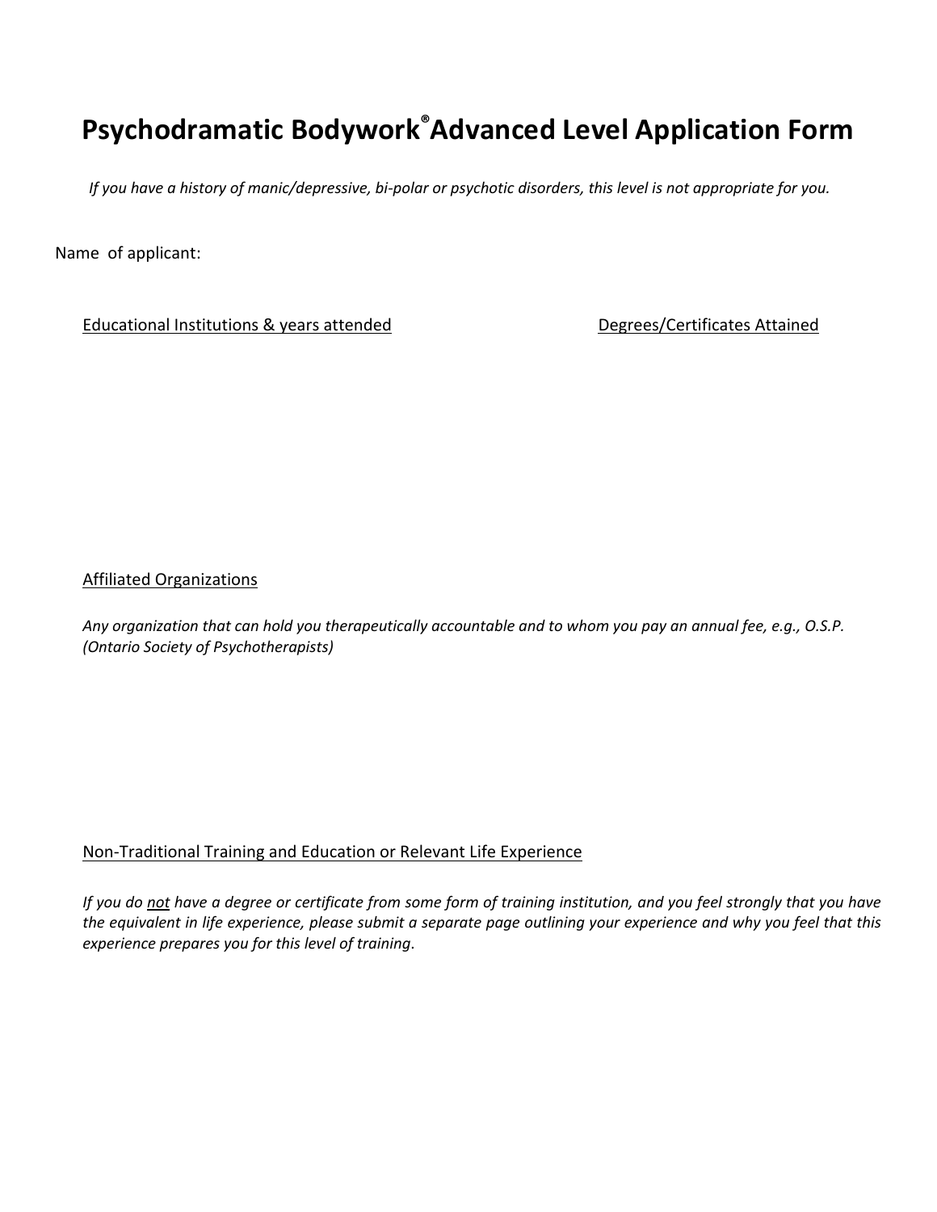# Psychodramatic Bodywork® Advanced Level Application Form

*If you have a history of manic/depressive, bi-polar or psychotic disorders, this level is not appropriate for you.*

Name of applicant:

<u>Educational Institutions & years attended</u> <u>Degrees/Certificates Attained</u>

<u>Affiliated Organizations</u>

*Any organization that can hold you therapeutically accountable and to whom you pay an annual fee, e.g., O.S.P. (Ontario Society of Psychotherapists)*

<u>Non-Traditional Training and Education or Relevant Life Experience</u>

*If you do <u>not</u> have a degree or certificate from some form of training institution, and you feel strongly that you have the equivalent in life experience, please submit a separate page outlining your experience and why you feel that this experience prepares you for this level of training.*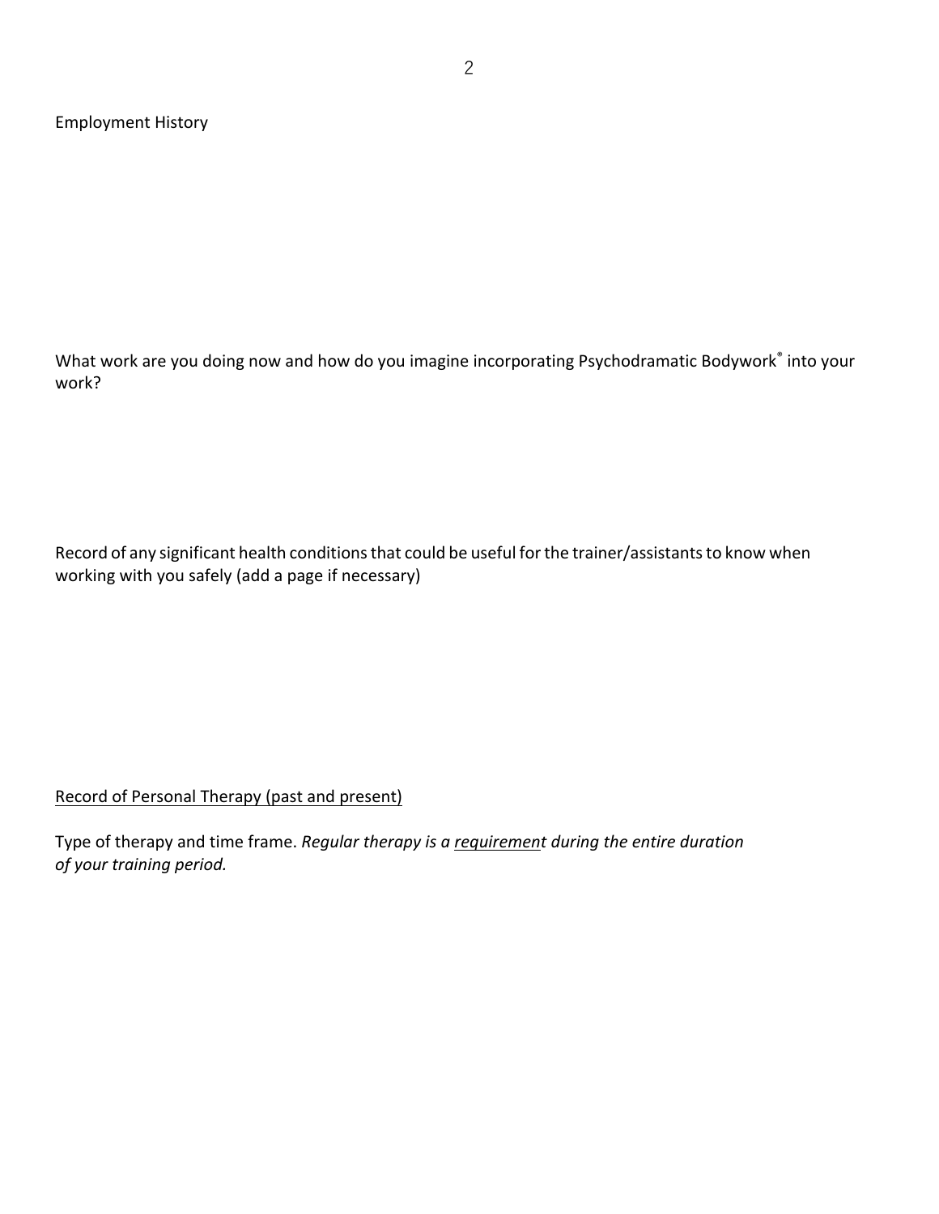Employment History

What work are you doing now and how do you imagine incorporating Psychodramatic Bodywork® into your work?

Record of any significant health conditions that could be useful for the trainer/assistants to know when working with you safely (add a page if necessary)

<u>Record of Personal Therapy (past and present)</u>

Type of therapy and time frame. *Regular therapy is a <u>requiremen</u>t during the entire duration of your training period.*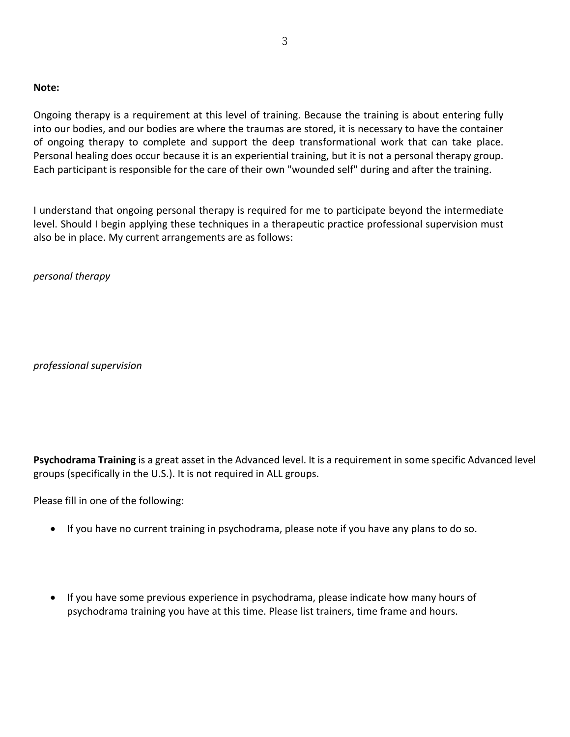**Note:**

Ongoing therapy is a requirement at this level of training. Because the training is about entering fully into our bodies, and our bodies are where the traumas are stored, it is necessary to have the container of ongoing therapy to complete and support the deep transformational work that can take place. Personal healing does occur because it is an experiential training, but it is not a personal therapy group. Each participant is responsible for the care of their own "wounded self" during and after the training.

I understand that ongoing personal therapy is required for me to participate beyond the intermediate level. Should I begin applying these techniques in a therapeutic practice professional supervision must also be in place. My current arrangements are as follows:

*personal therapy*

*professional supervision*

**Psychodrama Training** is a great asset in the Advanced level. It is a requirement in some specific Advanced level groups (specifically in the U.S.). It is not required in ALL groups.

Please fill in one of the following:

- If you have no current training in psychodrama, please note if you have any plans to do so.

- If you have some previous experience in psychodrama, please indicate how many hours of psychodrama training you have at this time. Please list trainers, time frame and hours.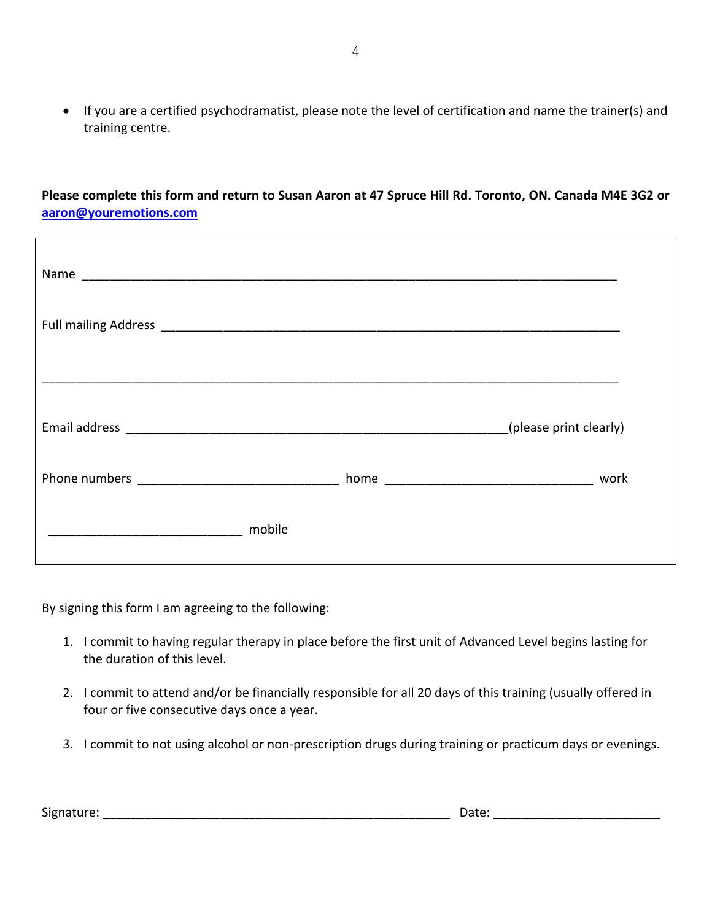- If you are a certified psychodramatist, please note the level of certification and name the trainer(s) and training centre.

**Please complete this form and return to Susan Aaron at 47 Spruce Hill Rd. Toronto, ON. Canada M4E 3G2 or aaron@youremotions.com**

Name ______________________________________________________________________________

Full mailing Address _________________________________________________________________

_____________________________________________________________________________________

Email address ________________________________________________________(please print clearly)

Phone numbers ____________________________ home ______________________________ work

____________________________ mobile

By signing this form I am agreeing to the following:

1. I commit to having regular therapy in place before the first unit of Advanced Level begins lasting for the duration of this level.
2. I commit to attend and/or be financially responsible for all 20 days of this training (usually offered in four or five consecutive days once a year.
3. I commit to not using alcohol or non-prescription drugs during training or practicum days or evenings.

Signature: ___________________________________________________ Date: ________________________